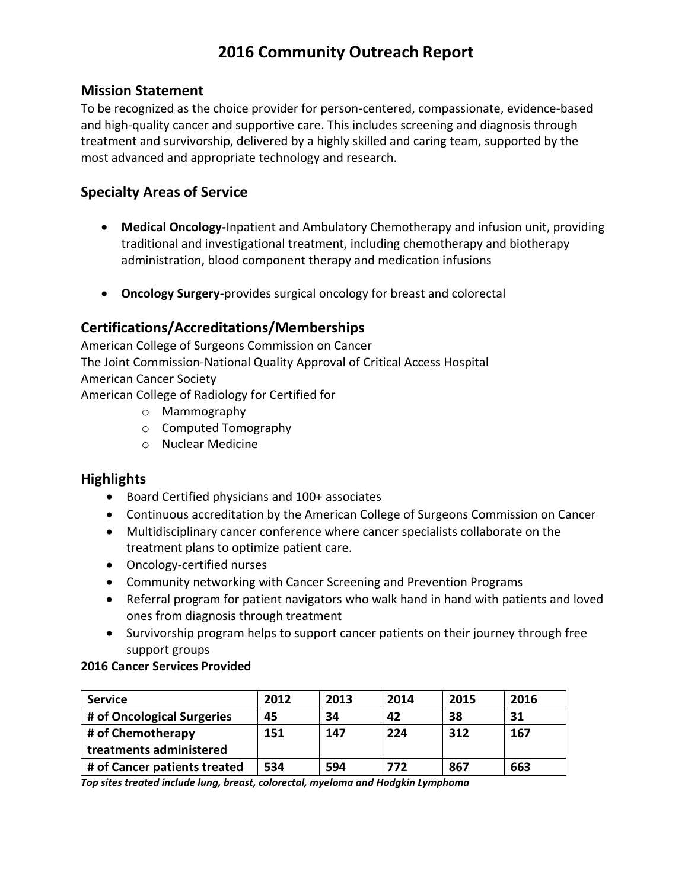# 2016 Community Outreach Report

## Mission Statement

To be recognized as the choice provider for person-centered, compassionate, evidence-based and high-quality cancer and supportive care. This includes screening and diagnosis through treatment and survivorship, delivered by a highly skilled and caring team, supported by the most advanced and appropriate technology and research.

## Specialty Areas of Service

- **Medical Oncology-**Inpatient and Ambulatory Chemotherapy and infusion unit, providing traditional and investigational treatment, including chemotherapy and biotherapy administration, blood component therapy and medication infusions
- **Oncology Surgery**-provides surgical oncology for breast and colorectal

## Certifications/Accreditations/Memberships

American College of Surgeons Commission on Cancer
The Joint Commission-National Quality Approval of Critical Access Hospital
American Cancer Society
American College of Radiology for Certified for

- Mammography
- Computed Tomography
- Nuclear Medicine

## Highlights

- Board Certified physicians and 100+ associates
- Continuous accreditation by the American College of Surgeons Commission on Cancer
- Multidisciplinary cancer conference where cancer specialists collaborate on the treatment plans to optimize patient care.
- Oncology-certified nurses
- Community networking with Cancer Screening and Prevention Programs
- Referral program for patient navigators who walk hand in hand with patients and loved ones from diagnosis through treatment
- Survivorship program helps to support cancer patients on their journey through free support groups

**2016 Cancer Services Provided**

| Service | 2012 | 2013 | 2014 | 2015 | 2016 |
|---|---|---|---|---|---|
| **# of Oncological Surgeries** | **45** | **34** | **42** | **38** | **31** |
| **# of Chemotherapy treatments administered** | **151** | **147** | **224** | **312** | **167** |
| **# of Cancer patients treated** | **534** | **594** | **772** | **867** | **663** |

***Top sites treated include lung, breast, colorectal, myeloma and Hodgkin Lymphoma***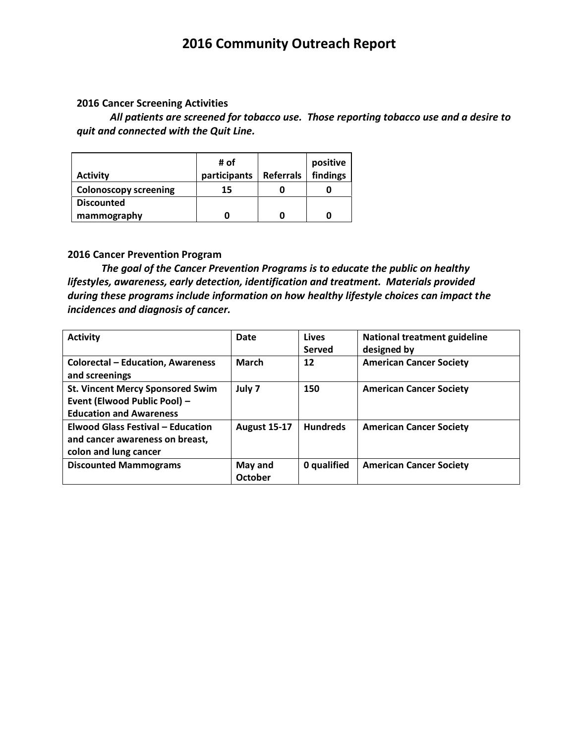# 2016 Community Outreach Report

**2016 Cancer Screening Activities**

***All patients are screened for tobacco use. Those reporting tobacco use and a desire to quit and connected with the Quit Line.***

| Activity | # of participants | Referrals | positive findings |
|---|---|---|---|
| **Colonoscopy screening** | **15** | **0** | **0** |
| **Discounted mammography** | **0** | **0** | **0** |

**2016 Cancer Prevention Program**

***The goal of the Cancer Prevention Programs is to educate the public on healthy lifestyles, awareness, early detection, identification and treatment. Materials provided during these programs include information on how healthy lifestyle choices can impact the incidences and diagnosis of cancer.***

| Activity | Date | Lives Served | National treatment guideline designed by |
|---|---|---|---|
| **Colorectal – Education, Awareness and screenings** | **March** | **12** | **American Cancer Society** |
| **St. Vincent Mercy Sponsored Swim Event (Elwood Public Pool) – Education and Awareness** | **July 7** | **150** | **American Cancer Society** |
| **Elwood Glass Festival – Education and cancer awareness on breast, colon and lung cancer** | **August 15-17** | **Hundreds** | **American Cancer Society** |
| **Discounted Mammograms** | **May and October** | **0 qualified** | **American Cancer Society** |